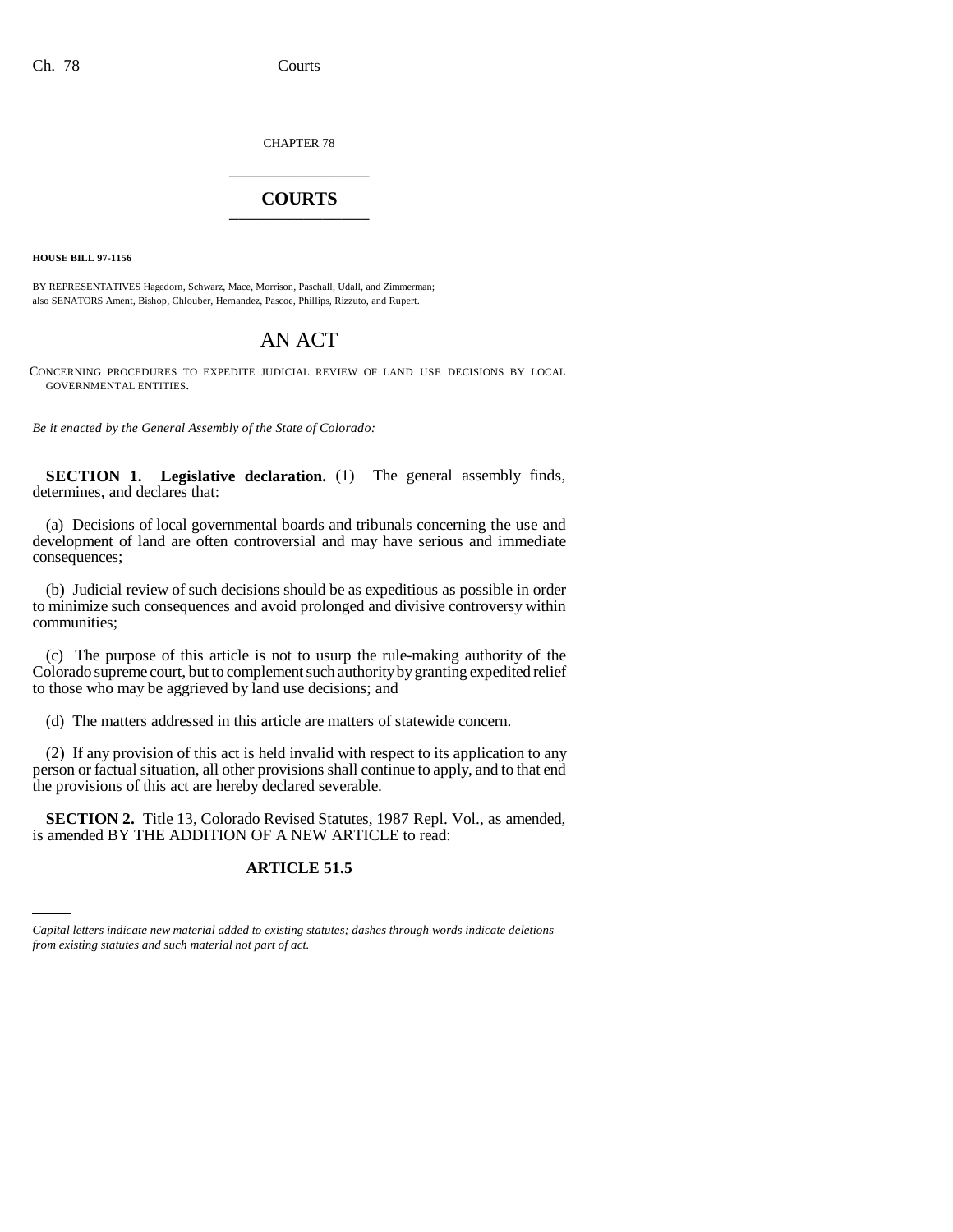CHAPTER 78

# COURTS

**HOUSE BILL 97-1156**

BY REPRESENTATIVES Hagedorn, Schwarz, Mace, Morrison, Paschall, Udall, and Zimmerman;
also SENATORS Ament, Bishop, Chlouber, Hernandez, Pascoe, Phillips, Rizzuto, and Rupert.

## AN ACT

CONCERNING PROCEDURES TO EXPEDITE JUDICIAL REVIEW OF LAND USE DECISIONS BY LOCAL GOVERNMENTAL ENTITIES.

*Be it enacted by the General Assembly of the State of Colorado:*

**SECTION 1. Legislative declaration.** (1) The general assembly finds, determines, and declares that:

(a) Decisions of local governmental boards and tribunals concerning the use and development of land are often controversial and may have serious and immediate consequences;

(b) Judicial review of such decisions should be as expeditious as possible in order to minimize such consequences and avoid prolonged and divisive controversy within communities;

(c) The purpose of this article is not to usurp the rule-making authority of the Colorado supreme court, but to complement such authority by granting expedited relief to those who may be aggrieved by land use decisions; and

(d) The matters addressed in this article are matters of statewide concern.

(2) If any provision of this act is held invalid with respect to its application to any person or factual situation, all other provisions shall continue to apply, and to that end the provisions of this act are hereby declared severable.

**SECTION 2.** Title 13, Colorado Revised Statutes, 1987 Repl. Vol., as amended, is amended BY THE ADDITION OF A NEW ARTICLE to read:

**ARTICLE 51.5**

*Capital letters indicate new material added to existing statutes; dashes through words indicate deletions from existing statutes and such material not part of act.*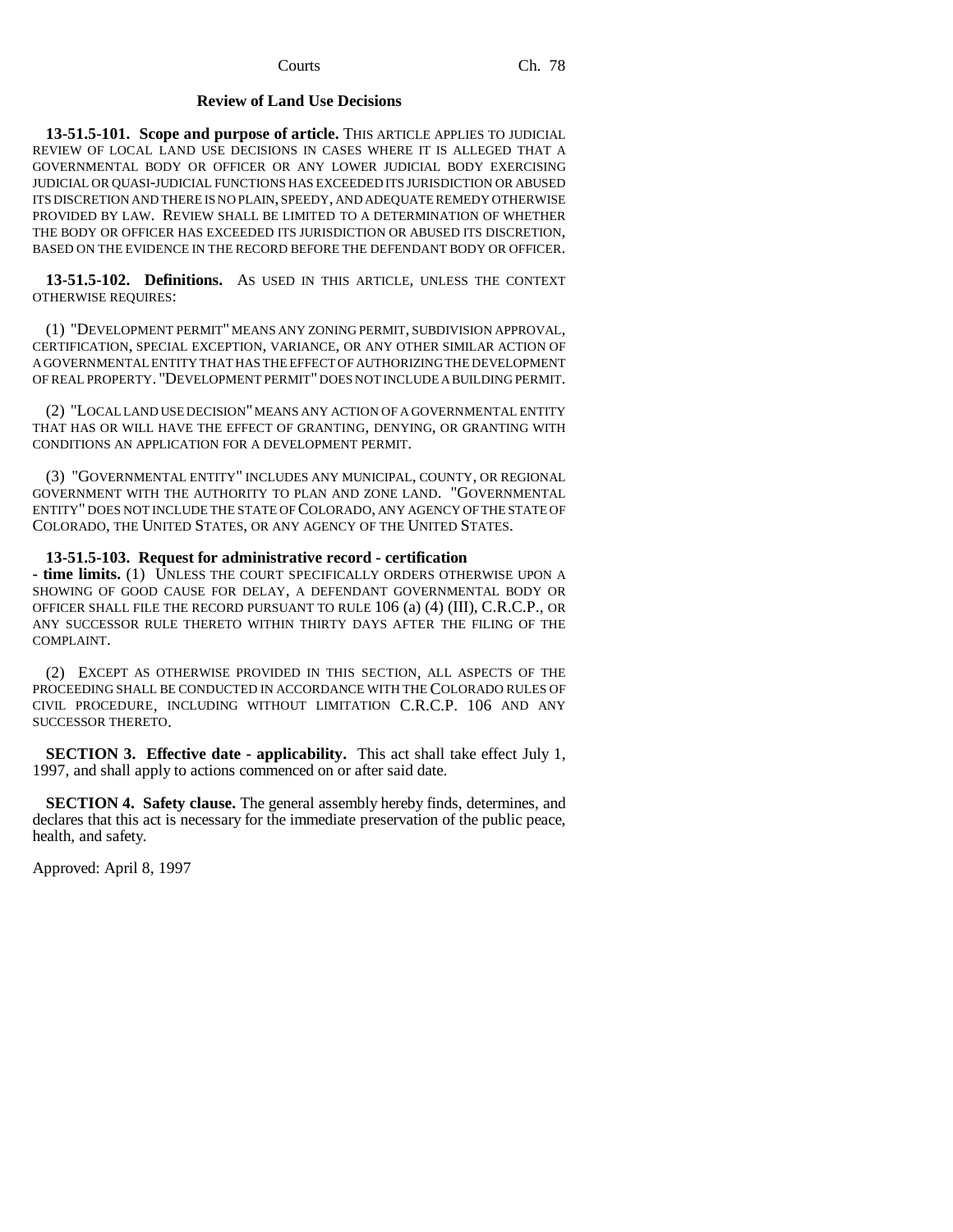**Review of Land Use Decisions**

**13-51.5-101. Scope and purpose of article.** THIS ARTICLE APPLIES TO JUDICIAL REVIEW OF LOCAL LAND USE DECISIONS IN CASES WHERE IT IS ALLEGED THAT A GOVERNMENTAL BODY OR OFFICER OR ANY LOWER JUDICIAL BODY EXERCISING JUDICIAL OR QUASI-JUDICIAL FUNCTIONS HAS EXCEEDED ITS JURISDICTION OR ABUSED ITS DISCRETION AND THERE IS NO PLAIN, SPEEDY, AND ADEQUATE REMEDY OTHERWISE PROVIDED BY LAW. REVIEW SHALL BE LIMITED TO A DETERMINATION OF WHETHER THE BODY OR OFFICER HAS EXCEEDED ITS JURISDICTION OR ABUSED ITS DISCRETION, BASED ON THE EVIDENCE IN THE RECORD BEFORE THE DEFENDANT BODY OR OFFICER.

**13-51.5-102. Definitions.** AS USED IN THIS ARTICLE, UNLESS THE CONTEXT OTHERWISE REQUIRES:

(1) "DEVELOPMENT PERMIT" MEANS ANY ZONING PERMIT, SUBDIVISION APPROVAL, CERTIFICATION, SPECIAL EXCEPTION, VARIANCE, OR ANY OTHER SIMILAR ACTION OF A GOVERNMENTAL ENTITY THAT HAS THE EFFECT OF AUTHORIZING THE DEVELOPMENT OF REAL PROPERTY. "DEVELOPMENT PERMIT" DOES NOT INCLUDE A BUILDING PERMIT.

(2) "LOCAL LAND USE DECISION" MEANS ANY ACTION OF A GOVERNMENTAL ENTITY THAT HAS OR WILL HAVE THE EFFECT OF GRANTING, DENYING, OR GRANTING WITH CONDITIONS AN APPLICATION FOR A DEVELOPMENT PERMIT.

(3) "GOVERNMENTAL ENTITY" INCLUDES ANY MUNICIPAL, COUNTY, OR REGIONAL GOVERNMENT WITH THE AUTHORITY TO PLAN AND ZONE LAND. "GOVERNMENTAL ENTITY" DOES NOT INCLUDE THE STATE OF COLORADO, ANY AGENCY OF THE STATE OF COLORADO, THE UNITED STATES, OR ANY AGENCY OF THE UNITED STATES.

**13-51.5-103. Request for administrative record - certification - time limits.** (1) UNLESS THE COURT SPECIFICALLY ORDERS OTHERWISE UPON A SHOWING OF GOOD CAUSE FOR DELAY, A DEFENDANT GOVERNMENTAL BODY OR OFFICER SHALL FILE THE RECORD PURSUANT TO RULE 106 (a) (4) (III), C.R.C.P., OR ANY SUCCESSOR RULE THERETO WITHIN THIRTY DAYS AFTER THE FILING OF THE COMPLAINT.

(2) EXCEPT AS OTHERWISE PROVIDED IN THIS SECTION, ALL ASPECTS OF THE PROCEEDING SHALL BE CONDUCTED IN ACCORDANCE WITH THE COLORADO RULES OF CIVIL PROCEDURE, INCLUDING WITHOUT LIMITATION C.R.C.P. 106 AND ANY SUCCESSOR THERETO.

**SECTION 3. Effective date - applicability.** This act shall take effect July 1, 1997, and shall apply to actions commenced on or after said date.

**SECTION 4. Safety clause.** The general assembly hereby finds, determines, and declares that this act is necessary for the immediate preservation of the public peace, health, and safety.

Approved: April 8, 1997